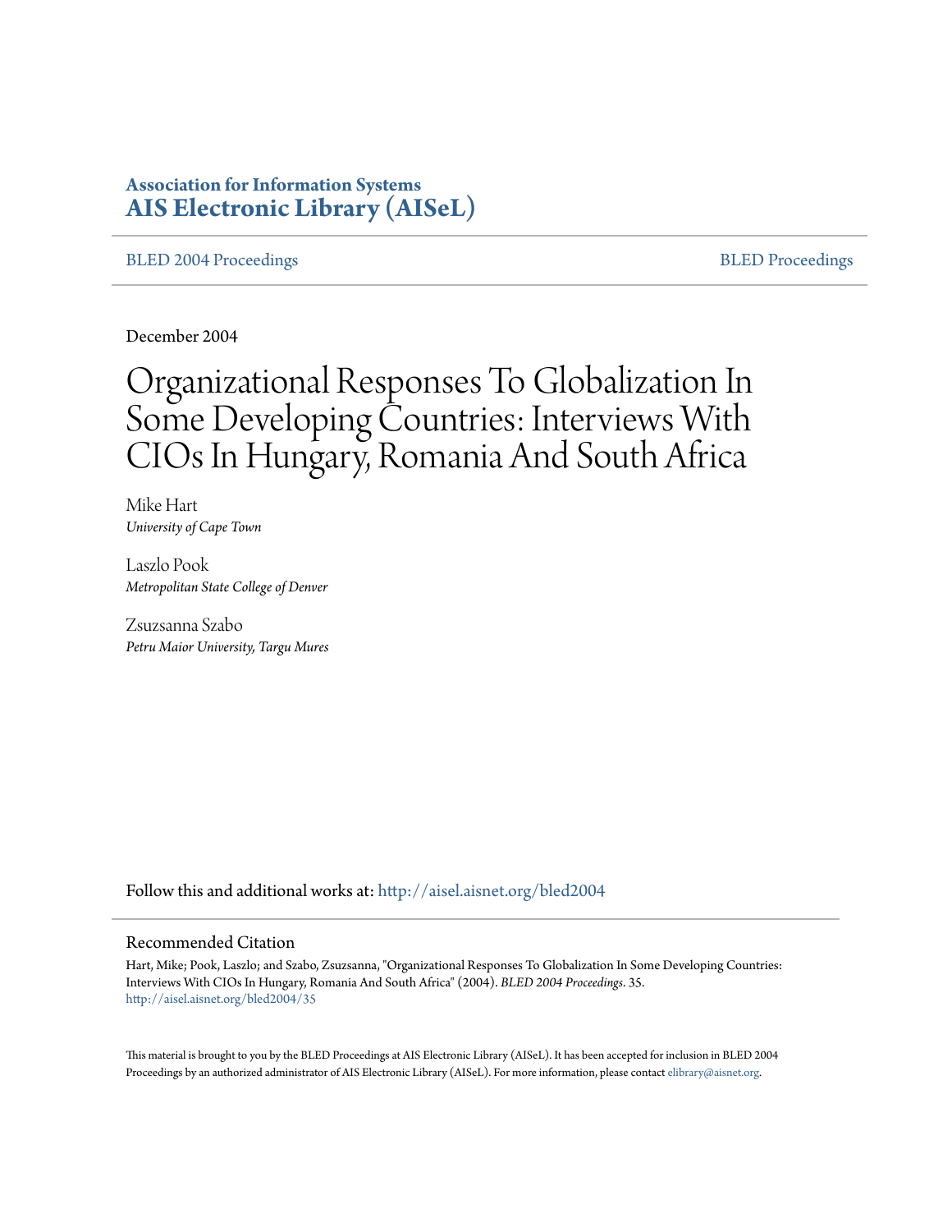**Association for Information Systems**
**AIS Electronic Library (AISeL)**

BLED 2004 Proceedings | BLED Proceedings

December 2004

# Organizational Responses To Globalization In Some Developing Countries: Interviews With CIOs In Hungary, Romania And South Africa

Mike Hart
*University of Cape Town*

Laszlo Pook
*Metropolitan State College of Denver*

Zsuzsanna Szabo
*Petru Maior University, Targu Mures*

Follow this and additional works at: http://aisel.aisnet.org/bled2004

## Recommended Citation

Hart, Mike; Pook, Laszlo; and Szabo, Zsuzsanna, "Organizational Responses To Globalization In Some Developing Countries: Interviews With CIOs In Hungary, Romania And South Africa" (2004). *BLED 2004 Proceedings*. 35.
http://aisel.aisnet.org/bled2004/35

This material is brought to you by the BLED Proceedings at AIS Electronic Library (AISeL). It has been accepted for inclusion in BLED 2004 Proceedings by an authorized administrator of AIS Electronic Library (AISeL). For more information, please contact elibrary@aisnet.org.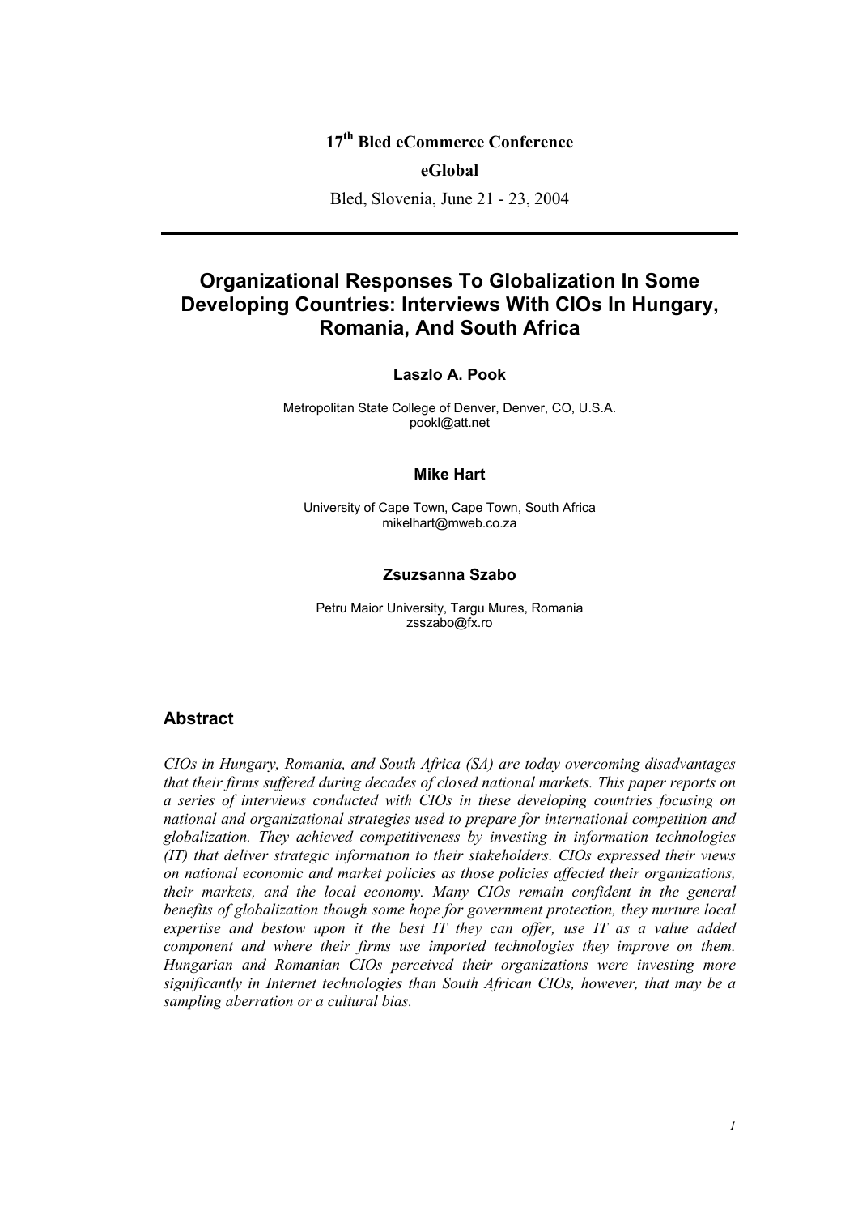17th Bled eCommerce Conference

**eGlobal**

Bled, Slovenia, June 21 - 23, 2004

---

# Organizational Responses To Globalization In Some Developing Countries: Interviews With CIOs In Hungary, Romania, And South Africa

**Laszlo A. Pook**

Metropolitan State College of Denver, Denver, CO, U.S.A.
pookl@att.net

**Mike Hart**

University of Cape Town, Cape Town, South Africa
mikelhart@mweb.co.za

**Zsuzsanna Szabo**

Petru Maior University, Targu Mures, Romania
zsszabo@fx.ro

## Abstract

*CIOs in Hungary, Romania, and South Africa (SA) are today overcoming disadvantages that their firms suffered during decades of closed national markets. This paper reports on a series of interviews conducted with CIOs in these developing countries focusing on national and organizational strategies used to prepare for international competition and globalization. They achieved competitiveness by investing in information technologies (IT) that deliver strategic information to their stakeholders. CIOs expressed their views on national economic and market policies as those policies affected their organizations, their markets, and the local economy. Many CIOs remain confident in the general benefits of globalization though some hope for government protection, they nurture local expertise and bestow upon it the best IT they can offer, use IT as a value added component and where their firms use imported technologies they improve on them. Hungarian and Romanian CIOs perceived their organizations were investing more significantly in Internet technologies than South African CIOs, however, that may be a sampling aberration or a cultural bias.*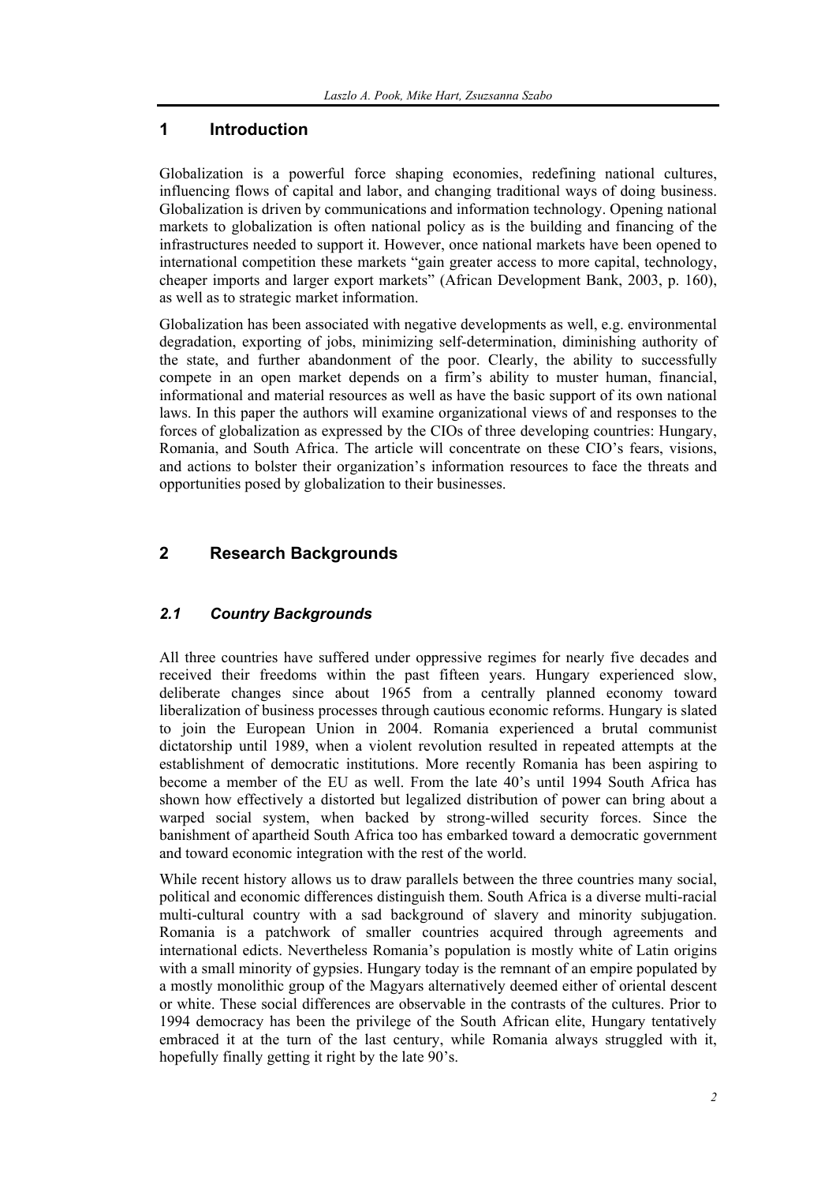# 1 Introduction

Globalization is a powerful force shaping economies, redefining national cultures, influencing flows of capital and labor, and changing traditional ways of doing business. Globalization is driven by communications and information technology. Opening national markets to globalization is often national policy as is the building and financing of the infrastructures needed to support it. However, once national markets have been opened to international competition these markets "gain greater access to more capital, technology, cheaper imports and larger export markets" (African Development Bank, 2003, p. 160), as well as to strategic market information.

Globalization has been associated with negative developments as well, e.g. environmental degradation, exporting of jobs, minimizing self-determination, diminishing authority of the state, and further abandonment of the poor. Clearly, the ability to successfully compete in an open market depends on a firm's ability to muster human, financial, informational and material resources as well as have the basic support of its own national laws. In this paper the authors will examine organizational views of and responses to the forces of globalization as expressed by the CIOs of three developing countries: Hungary, Romania, and South Africa. The article will concentrate on these CIO's fears, visions, and actions to bolster their organization's information resources to face the threats and opportunities posed by globalization to their businesses.

# 2 Research Backgrounds

## *2.1 Country Backgrounds*

All three countries have suffered under oppressive regimes for nearly five decades and received their freedoms within the past fifteen years. Hungary experienced slow, deliberate changes since about 1965 from a centrally planned economy toward liberalization of business processes through cautious economic reforms. Hungary is slated to join the European Union in 2004. Romania experienced a brutal communist dictatorship until 1989, when a violent revolution resulted in repeated attempts at the establishment of democratic institutions. More recently Romania has been aspiring to become a member of the EU as well. From the late 40's until 1994 South Africa has shown how effectively a distorted but legalized distribution of power can bring about a warped social system, when backed by strong-willed security forces. Since the banishment of apartheid South Africa too has embarked toward a democratic government and toward economic integration with the rest of the world.

While recent history allows us to draw parallels between the three countries many social, political and economic differences distinguish them. South Africa is a diverse multi-racial multi-cultural country with a sad background of slavery and minority subjugation. Romania is a patchwork of smaller countries acquired through agreements and international edicts. Nevertheless Romania's population is mostly white of Latin origins with a small minority of gypsies. Hungary today is the remnant of an empire populated by a mostly monolithic group of the Magyars alternatively deemed either of oriental descent or white. These social differences are observable in the contrasts of the cultures. Prior to 1994 democracy has been the privilege of the South African elite, Hungary tentatively embraced it at the turn of the last century, while Romania always struggled with it, hopefully finally getting it right by the late 90's.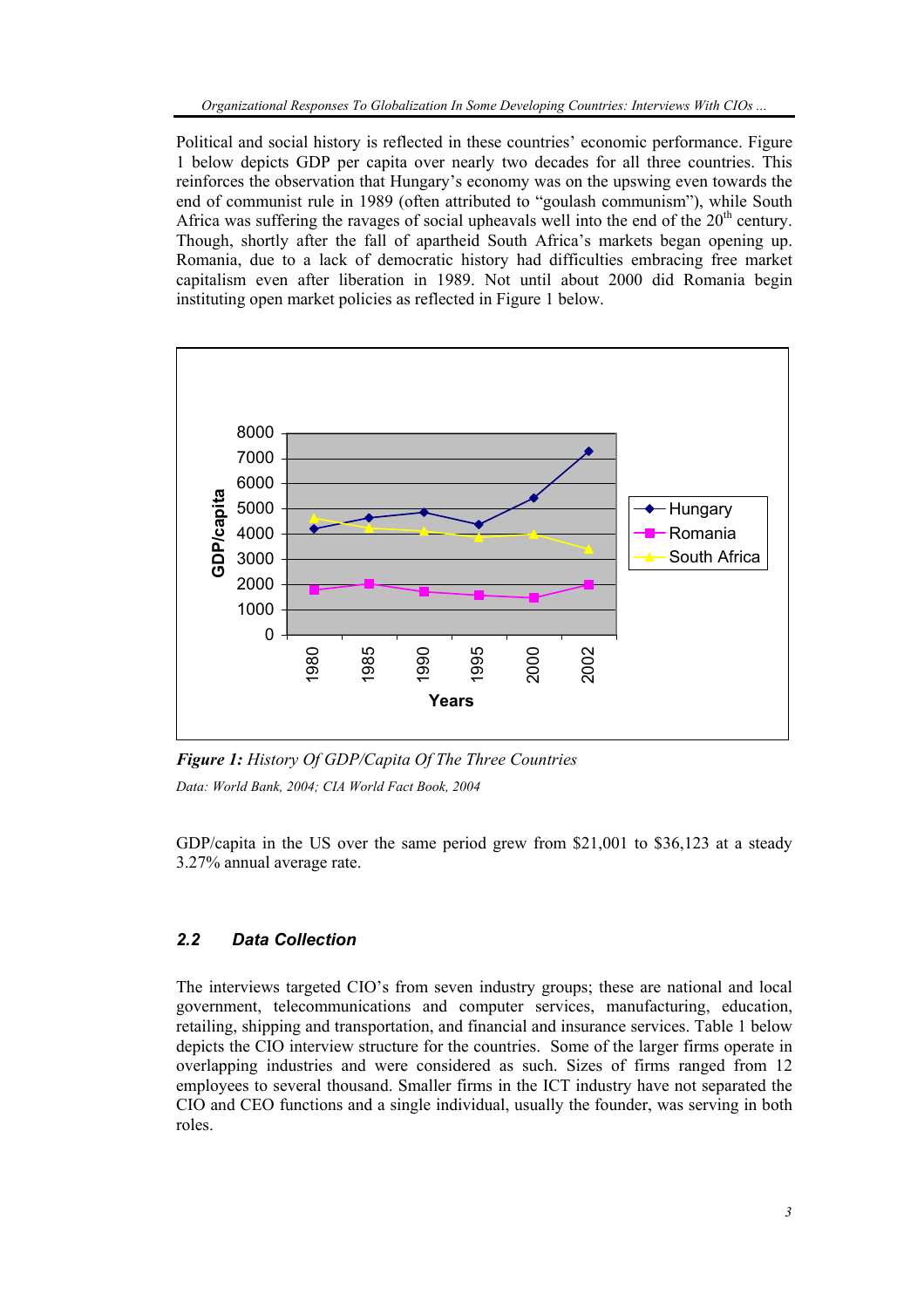Political and social history is reflected in these countries' economic performance. Figure 1 below depicts GDP per capita over nearly two decades for all three countries. This reinforces the observation that Hungary's economy was on the upswing even towards the end of communist rule in 1989 (often attributed to "goulash communism"), while South Africa was suffering the ravages of social upheavals well into the end of the 20th century. Though, shortly after the fall of apartheid South Africa's markets began opening up. Romania, due to a lack of democratic history had difficulties embracing free market capitalism even after liberation in 1989. Not until about 2000 did Romania begin instituting open market policies as reflected in Figure 1 below.

***Figure 1:*** *History Of GDP/Capita Of The Three Countries*

*Data: World Bank, 2004; CIA World Fact Book, 2004*

GDP/capita in the US over the same period grew from \$21,001 to \$36,123 at a steady 3.27% annual average rate.

### *2.2 Data Collection*

The interviews targeted CIO's from seven industry groups; these are national and local government, telecommunications and computer services, manufacturing, education, retailing, shipping and transportation, and financial and insurance services. Table 1 below depicts the CIO interview structure for the countries. Some of the larger firms operate in overlapping industries and were considered as such. Sizes of firms ranged from 12 employees to several thousand. Smaller firms in the ICT industry have not separated the CIO and CEO functions and a single individual, usually the founder, was serving in both roles.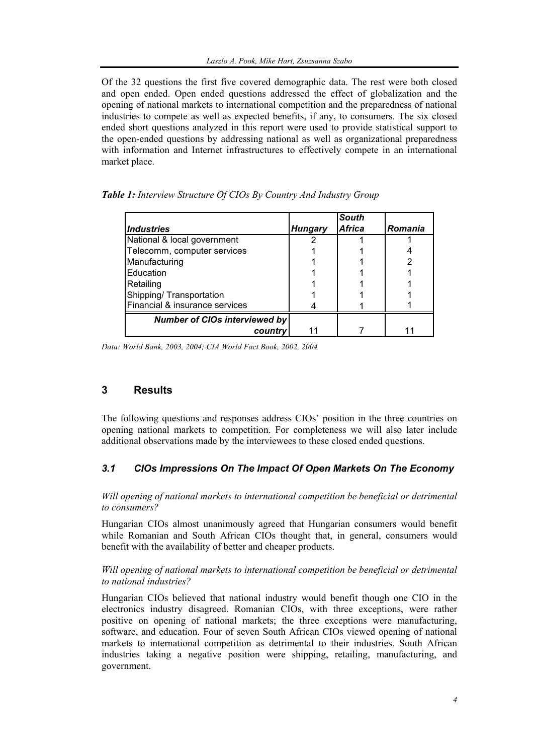Of the 32 questions the first five covered demographic data. The rest were both closed and open ended. Open ended questions addressed the effect of globalization and the opening of national markets to international competition and the preparedness of national industries to compete as well as expected benefits, if any, to consumers. The six closed ended short questions analyzed in this report were used to provide statistical support to the open-ended questions by addressing national as well as organizational preparedness with information and Internet infrastructures to effectively compete in an international market place.

***Table 1:*** *Interview Structure Of CIOs By Country And Industry Group*

| ***Industries*** | ***Hungary*** | ***South Africa*** | ***Romania*** |
|---|---|---|---|
| National & local government | 2 | 1 | 1 |
| Telecomm, computer services | 1 | 1 | 4 |
| Manufacturing | 1 | 1 | 2 |
| Education | 1 | 1 | 1 |
| Retailing | 1 | 1 | 1 |
| Shipping/ Transportation | 1 | 1 | 1 |
| Financial & insurance services | 4 | 1 | 1 |
| ***Number of CIOs interviewed by country*** | 11 | 7 | 11 |

*Data: World Bank, 2003, 2004; CIA World Fact Book, 2002, 2004*

## 3 Results

The following questions and responses address CIOs' position in the three countries on opening national markets to competition. For completeness we will also later include additional observations made by the interviewees to these closed ended questions.

### *3.1 CIOs Impressions On The Impact Of Open Markets On The Economy*

*Will opening of national markets to international competition be beneficial or detrimental to consumers?*

Hungarian CIOs almost unanimously agreed that Hungarian consumers would benefit while Romanian and South African CIOs thought that, in general, consumers would benefit with the availability of better and cheaper products.

*Will opening of national markets to international competition be beneficial or detrimental to national industries?*

Hungarian CIOs believed that national industry would benefit though one CIO in the electronics industry disagreed. Romanian CIOs, with three exceptions, were rather positive on opening of national markets; the three exceptions were manufacturing, software, and education. Four of seven South African CIOs viewed opening of national markets to international competition as detrimental to their industries. South African industries taking a negative position were shipping, retailing, manufacturing, and government.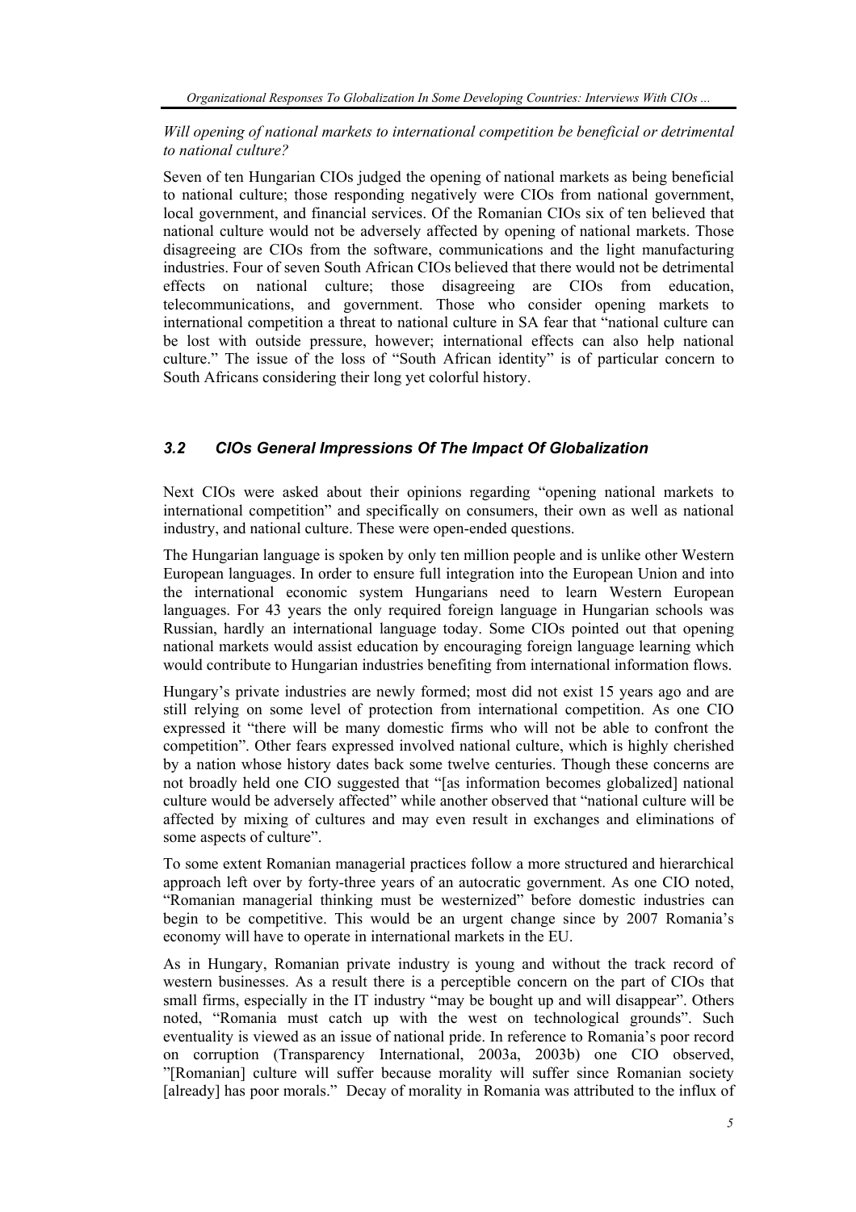*Will opening of national markets to international competition be beneficial or detrimental to national culture?*

Seven of ten Hungarian CIOs judged the opening of national markets as being beneficial to national culture; those responding negatively were CIOs from national government, local government, and financial services. Of the Romanian CIOs six of ten believed that national culture would not be adversely affected by opening of national markets. Those disagreeing are CIOs from the software, communications and the light manufacturing industries. Four of seven South African CIOs believed that there would not be detrimental effects on national culture; those disagreeing are CIOs from education, telecommunications, and government. Those who consider opening markets to international competition a threat to national culture in SA fear that "national culture can be lost with outside pressure, however; international effects can also help national culture." The issue of the loss of "South African identity" is of particular concern to South Africans considering their long yet colorful history.

### *3.2 CIOs General Impressions Of The Impact Of Globalization*

Next CIOs were asked about their opinions regarding "opening national markets to international competition" and specifically on consumers, their own as well as national industry, and national culture. These were open-ended questions.

The Hungarian language is spoken by only ten million people and is unlike other Western European languages. In order to ensure full integration into the European Union and into the international economic system Hungarians need to learn Western European languages. For 43 years the only required foreign language in Hungarian schools was Russian, hardly an international language today. Some CIOs pointed out that opening national markets would assist education by encouraging foreign language learning which would contribute to Hungarian industries benefiting from international information flows.

Hungary's private industries are newly formed; most did not exist 15 years ago and are still relying on some level of protection from international competition. As one CIO expressed it "there will be many domestic firms who will not be able to confront the competition". Other fears expressed involved national culture, which is highly cherished by a nation whose history dates back some twelve centuries. Though these concerns are not broadly held one CIO suggested that "[as information becomes globalized] national culture would be adversely affected" while another observed that "national culture will be affected by mixing of cultures and may even result in exchanges and eliminations of some aspects of culture".

To some extent Romanian managerial practices follow a more structured and hierarchical approach left over by forty-three years of an autocratic government. As one CIO noted, "Romanian managerial thinking must be westernized" before domestic industries can begin to be competitive. This would be an urgent change since by 2007 Romania's economy will have to operate in international markets in the EU.

As in Hungary, Romanian private industry is young and without the track record of western businesses. As a result there is a perceptible concern on the part of CIOs that small firms, especially in the IT industry "may be bought up and will disappear". Others noted, "Romania must catch up with the west on technological grounds". Such eventuality is viewed as an issue of national pride. In reference to Romania's poor record on corruption (Transparency International, 2003a, 2003b) one CIO observed, "[Romanian] culture will suffer because morality will suffer since Romanian society [already] has poor morals." Decay of morality in Romania was attributed to the influx of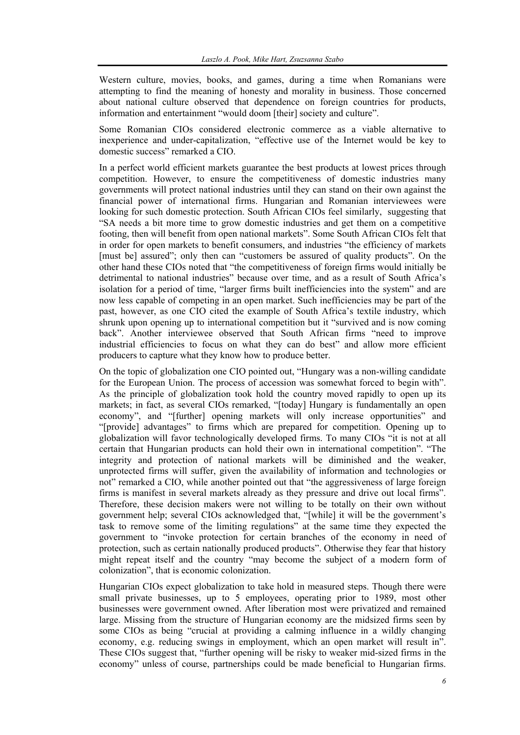Western culture, movies, books, and games, during a time when Romanians were attempting to find the meaning of honesty and morality in business. Those concerned about national culture observed that dependence on foreign countries for products, information and entertainment "would doom [their] society and culture".

Some Romanian CIOs considered electronic commerce as a viable alternative to inexperience and under-capitalization, "effective use of the Internet would be key to domestic success" remarked a CIO.

In a perfect world efficient markets guarantee the best products at lowest prices through competition. However, to ensure the competitiveness of domestic industries many governments will protect national industries until they can stand on their own against the financial power of international firms. Hungarian and Romanian interviewees were looking for such domestic protection. South African CIOs feel similarly, suggesting that "SA needs a bit more time to grow domestic industries and get them on a competitive footing, then will benefit from open national markets". Some South African CIOs felt that in order for open markets to benefit consumers, and industries "the efficiency of markets [must be] assured"; only then can "customers be assured of quality products". On the other hand these CIOs noted that "the competitiveness of foreign firms would initially be detrimental to national industries" because over time, and as a result of South Africa's isolation for a period of time, "larger firms built inefficiencies into the system" and are now less capable of competing in an open market. Such inefficiencies may be part of the past, however, as one CIO cited the example of South Africa's textile industry, which shrunk upon opening up to international competition but it "survived and is now coming back". Another interviewee observed that South African firms "need to improve industrial efficiencies to focus on what they can do best" and allow more efficient producers to capture what they know how to produce better.

On the topic of globalization one CIO pointed out, "Hungary was a non-willing candidate for the European Union. The process of accession was somewhat forced to begin with". As the principle of globalization took hold the country moved rapidly to open up its markets; in fact, as several CIOs remarked, "[today] Hungary is fundamentally an open economy", and "[further] opening markets will only increase opportunities" and "[provide] advantages" to firms which are prepared for competition. Opening up to globalization will favor technologically developed firms. To many CIOs "it is not at all certain that Hungarian products can hold their own in international competition". "The integrity and protection of national markets will be diminished and the weaker, unprotected firms will suffer, given the availability of information and technologies or not" remarked a CIO, while another pointed out that "the aggressiveness of large foreign firms is manifest in several markets already as they pressure and drive out local firms". Therefore, these decision makers were not willing to be totally on their own without government help; several CIOs acknowledged that, "[while] it will be the government's task to remove some of the limiting regulations" at the same time they expected the government to "invoke protection for certain branches of the economy in need of protection, such as certain nationally produced products". Otherwise they fear that history might repeat itself and the country "may become the subject of a modern form of colonization", that is economic colonization.

Hungarian CIOs expect globalization to take hold in measured steps. Though there were small private businesses, up to 5 employees, operating prior to 1989, most other businesses were government owned. After liberation most were privatized and remained large. Missing from the structure of Hungarian economy are the midsized firms seen by some CIOs as being "crucial at providing a calming influence in a wildly changing economy, e.g. reducing swings in employment, which an open market will result in". These CIOs suggest that, "further opening will be risky to weaker mid-sized firms in the economy" unless of course, partnerships could be made beneficial to Hungarian firms.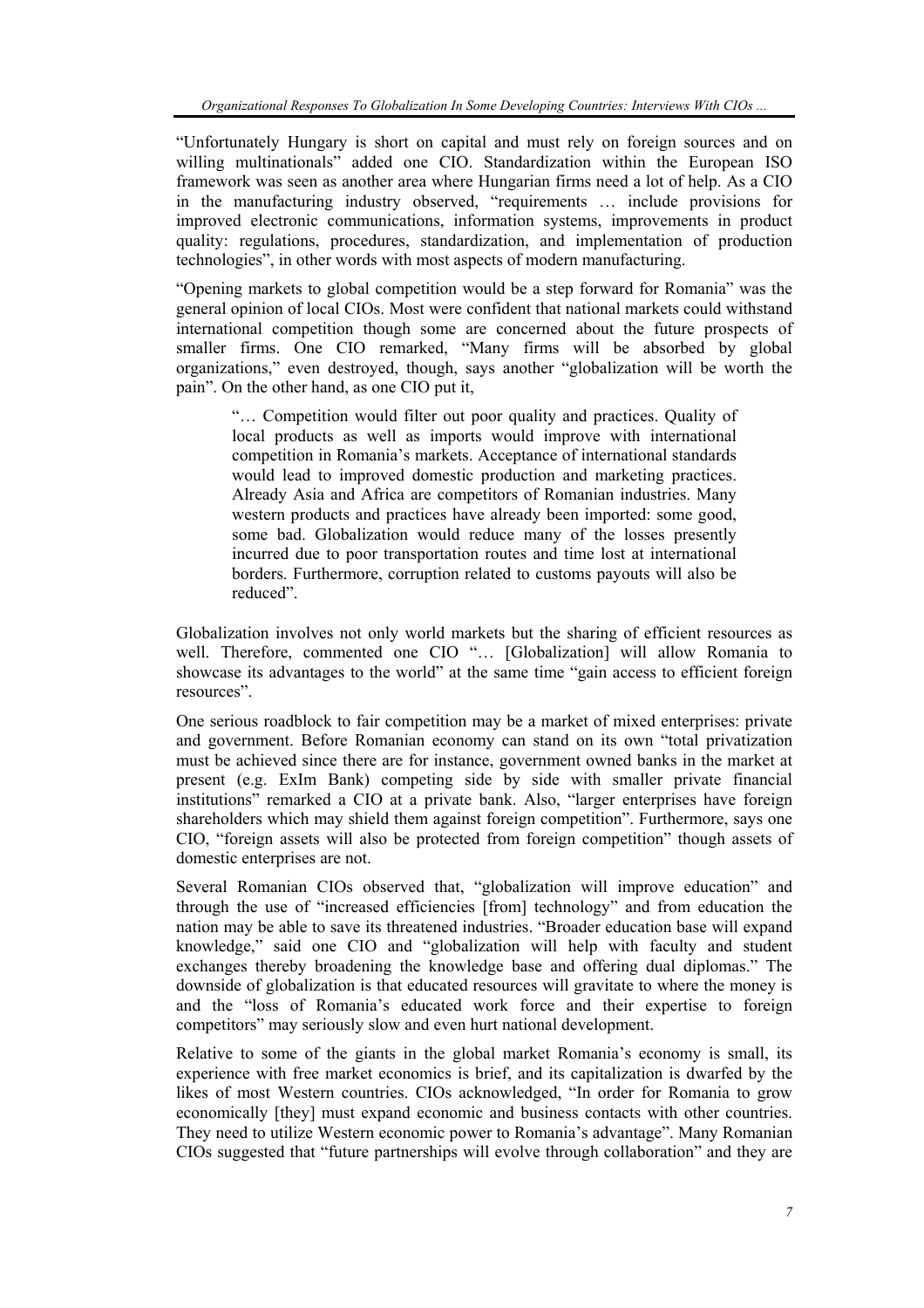"Unfortunately Hungary is short on capital and must rely on foreign sources and on willing multinationals" added one CIO. Standardization within the European ISO framework was seen as another area where Hungarian firms need a lot of help. As a CIO in the manufacturing industry observed, "requirements … include provisions for improved electronic communications, information systems, improvements in product quality: regulations, procedures, standardization, and implementation of production technologies", in other words with most aspects of modern manufacturing.

"Opening markets to global competition would be a step forward for Romania" was the general opinion of local CIOs. Most were confident that national markets could withstand international competition though some are concerned about the future prospects of smaller firms. One CIO remarked, "Many firms will be absorbed by global organizations," even destroyed, though, says another "globalization will be worth the pain". On the other hand, as one CIO put it,

> "… Competition would filter out poor quality and practices. Quality of local products as well as imports would improve with international competition in Romania's markets. Acceptance of international standards would lead to improved domestic production and marketing practices. Already Asia and Africa are competitors of Romanian industries. Many western products and practices have already been imported: some good, some bad. Globalization would reduce many of the losses presently incurred due to poor transportation routes and time lost at international borders. Furthermore, corruption related to customs payouts will also be reduced".

Globalization involves not only world markets but the sharing of efficient resources as well. Therefore, commented one CIO "… [Globalization] will allow Romania to showcase its advantages to the world" at the same time "gain access to efficient foreign resources".

One serious roadblock to fair competition may be a market of mixed enterprises: private and government. Before Romanian economy can stand on its own "total privatization must be achieved since there are for instance, government owned banks in the market at present (e.g. ExIm Bank) competing side by side with smaller private financial institutions" remarked a CIO at a private bank. Also, "larger enterprises have foreign shareholders which may shield them against foreign competition". Furthermore, says one CIO, "foreign assets will also be protected from foreign competition" though assets of domestic enterprises are not.

Several Romanian CIOs observed that, "globalization will improve education" and through the use of "increased efficiencies [from] technology" and from education the nation may be able to save its threatened industries. "Broader education base will expand knowledge," said one CIO and "globalization will help with faculty and student exchanges thereby broadening the knowledge base and offering dual diplomas." The downside of globalization is that educated resources will gravitate to where the money is and the "loss of Romania's educated work force and their expertise to foreign competitors" may seriously slow and even hurt national development.

Relative to some of the giants in the global market Romania's economy is small, its experience with free market economics is brief, and its capitalization is dwarfed by the likes of most Western countries. CIOs acknowledged, "In order for Romania to grow economically [they] must expand economic and business contacts with other countries. They need to utilize Western economic power to Romania's advantage". Many Romanian CIOs suggested that "future partnerships will evolve through collaboration" and they are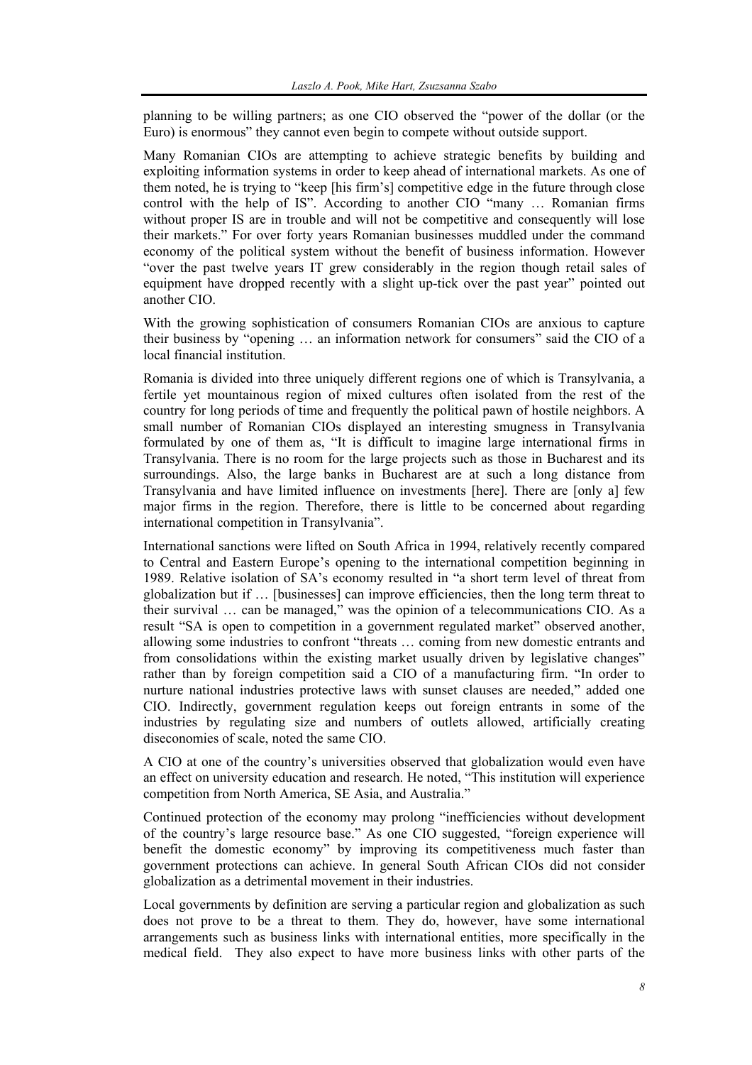planning to be willing partners; as one CIO observed the "power of the dollar (or the Euro) is enormous" they cannot even begin to compete without outside support.

Many Romanian CIOs are attempting to achieve strategic benefits by building and exploiting information systems in order to keep ahead of international markets. As one of them noted, he is trying to "keep [his firm's] competitive edge in the future through close control with the help of IS". According to another CIO "many … Romanian firms without proper IS are in trouble and will not be competitive and consequently will lose their markets." For over forty years Romanian businesses muddled under the command economy of the political system without the benefit of business information. However "over the past twelve years IT grew considerably in the region though retail sales of equipment have dropped recently with a slight up-tick over the past year" pointed out another CIO.

With the growing sophistication of consumers Romanian CIOs are anxious to capture their business by "opening … an information network for consumers" said the CIO of a local financial institution.

Romania is divided into three uniquely different regions one of which is Transylvania, a fertile yet mountainous region of mixed cultures often isolated from the rest of the country for long periods of time and frequently the political pawn of hostile neighbors. A small number of Romanian CIOs displayed an interesting smugness in Transylvania formulated by one of them as, "It is difficult to imagine large international firms in Transylvania. There is no room for the large projects such as those in Bucharest and its surroundings. Also, the large banks in Bucharest are at such a long distance from Transylvania and have limited influence on investments [here]. There are [only a] few major firms in the region. Therefore, there is little to be concerned about regarding international competition in Transylvania".

International sanctions were lifted on South Africa in 1994, relatively recently compared to Central and Eastern Europe's opening to the international competition beginning in 1989. Relative isolation of SA's economy resulted in "a short term level of threat from globalization but if … [businesses] can improve efficiencies, then the long term threat to their survival … can be managed," was the opinion of a telecommunications CIO. As a result "SA is open to competition in a government regulated market" observed another, allowing some industries to confront "threats … coming from new domestic entrants and from consolidations within the existing market usually driven by legislative changes" rather than by foreign competition said a CIO of a manufacturing firm. "In order to nurture national industries protective laws with sunset clauses are needed," added one CIO. Indirectly, government regulation keeps out foreign entrants in some of the industries by regulating size and numbers of outlets allowed, artificially creating diseconomies of scale, noted the same CIO.

A CIO at one of the country's universities observed that globalization would even have an effect on university education and research. He noted, "This institution will experience competition from North America, SE Asia, and Australia."

Continued protection of the economy may prolong "inefficiencies without development of the country's large resource base." As one CIO suggested, "foreign experience will benefit the domestic economy" by improving its competitiveness much faster than government protections can achieve. In general South African CIOs did not consider globalization as a detrimental movement in their industries.

Local governments by definition are serving a particular region and globalization as such does not prove to be a threat to them. They do, however, have some international arrangements such as business links with international entities, more specifically in the medical field. They also expect to have more business links with other parts of the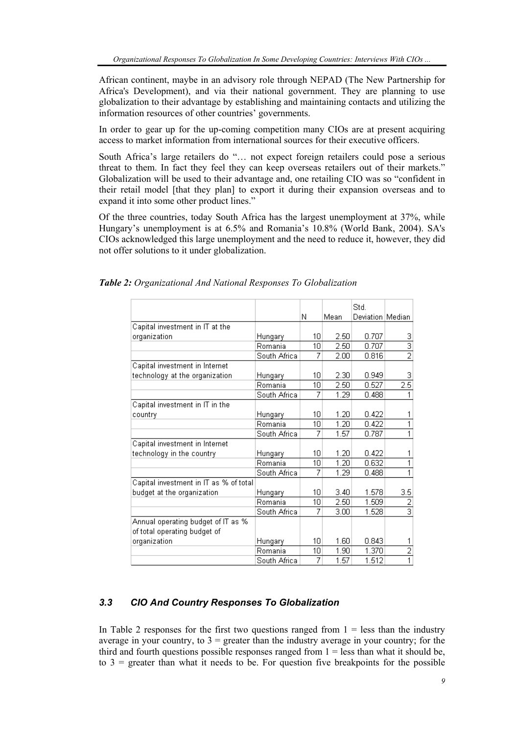African continent, maybe in an advisory role through NEPAD (The New Partnership for Africa's Development), and via their national government. They are planning to use globalization to their advantage by establishing and maintaining contacts and utilizing the information resources of other countries' governments.

In order to gear up for the up-coming competition many CIOs are at present acquiring access to market information from international sources for their executive officers.

South Africa's large retailers do "… not expect foreign retailers could pose a serious threat to them. In fact they feel they can keep overseas retailers out of their markets." Globalization will be used to their advantage and, one retailing CIO was so "confident in their retail model [that they plan] to export it during their expansion overseas and to expand it into some other product lines."

Of the three countries, today South Africa has the largest unemployment at 37%, while Hungary's unemployment is at 6.5% and Romania's 10.8% (World Bank, 2004). SA's CIOs acknowledged this large unemployment and the need to reduce it, however, they did not offer solutions to it under globalization.

***Table 2:*** *Organizational And National Responses To Globalization*

| | | N | Mean | Std. Deviation | Median |
|---|---|---|---|---|---|
| Capital investment in IT at the organization | Hungary | 10 | 2.50 | 0.707 | 3 |
| | Romania | 10 | 2.50 | 0.707 | 3 |
| | South Africa | 7 | 2.00 | 0.816 | 2 |
| Capital investment in Internet technology at the organization | Hungary | 10 | 2.30 | 0.949 | 3 |
| | Romania | 10 | 2.50 | 0.527 | 2.5 |
| | South Africa | 7 | 1.29 | 0.488 | 1 |
| Capital investment in IT in the country | Hungary | 10 | 1.20 | 0.422 | 1 |
| | Romania | 10 | 1.20 | 0.422 | 1 |
| | South Africa | 7 | 1.57 | 0.787 | 1 |
| Capital investment in Internet technology in the country | Hungary | 10 | 1.20 | 0.422 | 1 |
| | Romania | 10 | 1.20 | 0.632 | 1 |
| | South Africa | 7 | 1.29 | 0.488 | 1 |
| Capital investment in IT as % of total budget at the organization | Hungary | 10 | 3.40 | 1.578 | 3.5 |
| | Romania | 10 | 2.50 | 1.509 | 2 |
| | South Africa | 7 | 3.00 | 1.528 | 3 |
| Annual operating budget of IT as % of total operating budget of organization | Hungary | 10 | 1.60 | 0.843 | 1 |
| | Romania | 10 | 1.90 | 1.370 | 2 |
| | South Africa | 7 | 1.57 | 1.512 | 1 |

### *3.3 CIO And Country Responses To Globalization*

In Table 2 responses for the first two questions ranged from 1 = less than the industry average in your country, to 3 = greater than the industry average in your country; for the third and fourth questions possible responses ranged from 1 = less than what it should be, to 3 = greater than what it needs to be. For question five breakpoints for the possible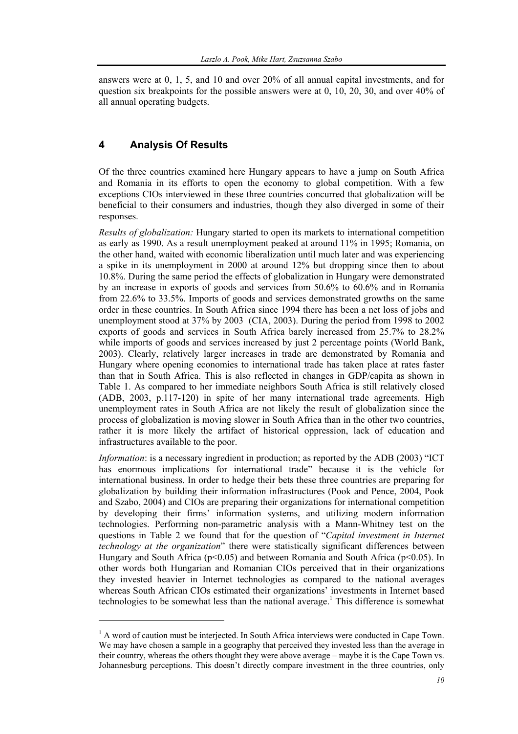answers were at 0, 1, 5, and 10 and over 20% of all annual capital investments, and for question six breakpoints for the possible answers were at 0, 10, 20, 30, and over 40% of all annual operating budgets.

## 4 Analysis Of Results

Of the three countries examined here Hungary appears to have a jump on South Africa and Romania in its efforts to open the economy to global competition. With a few exceptions CIOs interviewed in these three countries concurred that globalization will be beneficial to their consumers and industries, though they also diverged in some of their responses.

*Results of globalization:* Hungary started to open its markets to international competition as early as 1990. As a result unemployment peaked at around 11% in 1995; Romania, on the other hand, waited with economic liberalization until much later and was experiencing a spike in its unemployment in 2000 at around 12% but dropping since then to about 10.8%. During the same period the effects of globalization in Hungary were demonstrated by an increase in exports of goods and services from 50.6% to 60.6% and in Romania from 22.6% to 33.5%. Imports of goods and services demonstrated growths on the same order in these countries. In South Africa since 1994 there has been a net loss of jobs and unemployment stood at 37% by 2003 (CIA, 2003). During the period from 1998 to 2002 exports of goods and services in South Africa barely increased from 25.7% to 28.2% while imports of goods and services increased by just 2 percentage points (World Bank, 2003). Clearly, relatively larger increases in trade are demonstrated by Romania and Hungary where opening economies to international trade has taken place at rates faster than that in South Africa. This is also reflected in changes in GDP/capita as shown in Table 1. As compared to her immediate neighbors South Africa is still relatively closed (ADB, 2003, p.117-120) in spite of her many international trade agreements. High unemployment rates in South Africa are not likely the result of globalization since the process of globalization is moving slower in South Africa than in the other two countries, rather it is more likely the artifact of historical oppression, lack of education and infrastructures available to the poor.

*Information*: is a necessary ingredient in production; as reported by the ADB (2003) "ICT has enormous implications for international trade" because it is the vehicle for international business. In order to hedge their bets these three countries are preparing for globalization by building their information infrastructures (Pook and Pence, 2004, Pook and Szabo, 2004) and CIOs are preparing their organizations for international competition by developing their firms' information systems, and utilizing modern information technologies. Performing non-parametric analysis with a Mann-Whitney test on the questions in Table 2 we found that for the question of "*Capital investment in Internet technology at the organization*" there were statistically significant differences between Hungary and South Africa ($p<0.05$) and between Romania and South Africa ($p<0.05$). In other words both Hungarian and Romanian CIOs perceived that in their organizations they invested heavier in Internet technologies as compared to the national averages whereas South African CIOs estimated their organizations' investments in Internet based technologies to be somewhat less than the national average.[1] This difference is somewhat

[1] A word of caution must be interjected. In South Africa interviews were conducted in Cape Town. We may have chosen a sample in a geography that perceived they invested less than the average in their country, whereas the others thought they were above average – maybe it is the Cape Town vs. Johannesburg perceptions. This doesn't directly compare investment in the three countries, only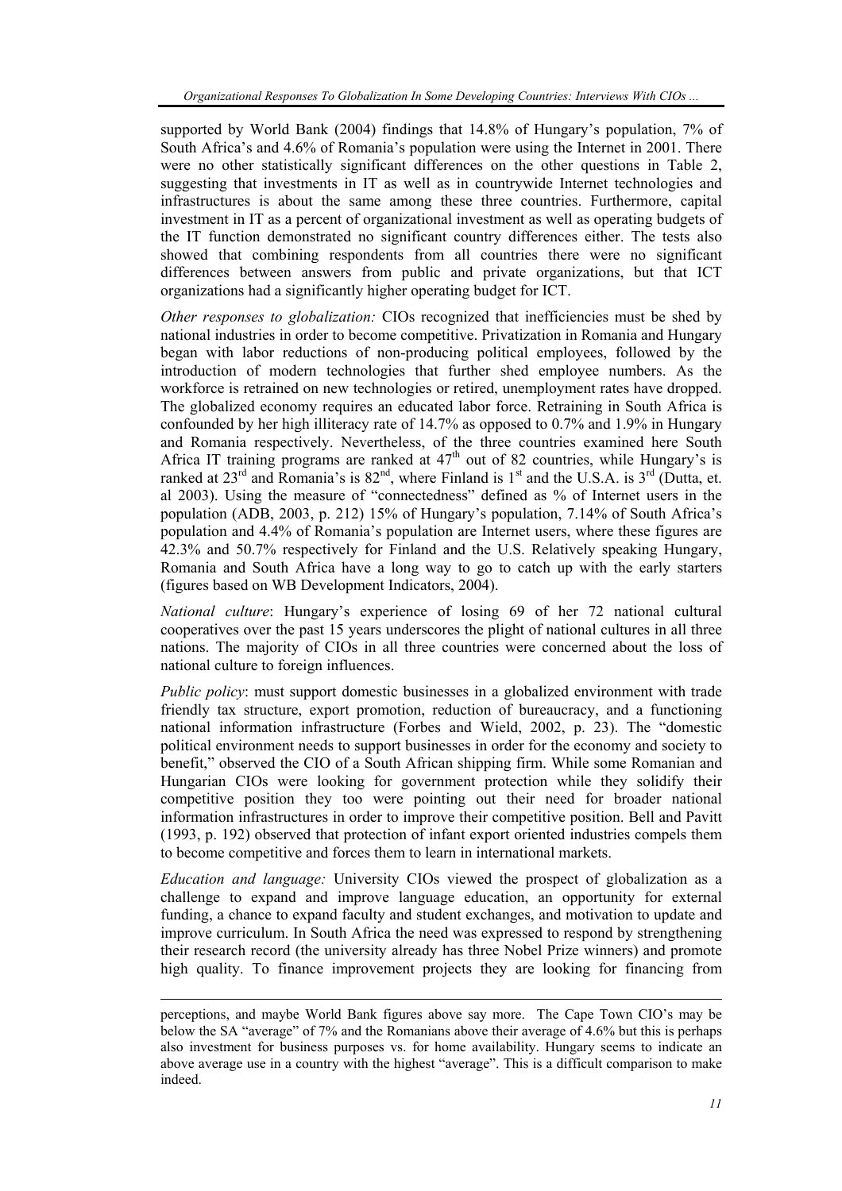supported by World Bank (2004) findings that 14.8% of Hungary's population, 7% of South Africa's and 4.6% of Romania's population were using the Internet in 2001. There were no other statistically significant differences on the other questions in Table 2, suggesting that investments in IT as well as in countrywide Internet technologies and infrastructures is about the same among these three countries. Furthermore, capital investment in IT as a percent of organizational investment as well as operating budgets of the IT function demonstrated no significant country differences either. The tests also showed that combining respondents from all countries there were no significant differences between answers from public and private organizations, but that ICT organizations had a significantly higher operating budget for ICT.

*Other responses to globalization:* CIOs recognized that inefficiencies must be shed by national industries in order to become competitive. Privatization in Romania and Hungary began with labor reductions of non-producing political employees, followed by the introduction of modern technologies that further shed employee numbers. As the workforce is retrained on new technologies or retired, unemployment rates have dropped. The globalized economy requires an educated labor force. Retraining in South Africa is confounded by her high illiteracy rate of 14.7% as opposed to 0.7% and 1.9% in Hungary and Romania respectively. Nevertheless, of the three countries examined here South Africa IT training programs are ranked at 47th out of 82 countries, while Hungary's is ranked at 23rd and Romania's is 82nd, where Finland is 1st and the U.S.A. is 3rd (Dutta, et. al 2003). Using the measure of "connectedness" defined as % of Internet users in the population (ADB, 2003, p. 212) 15% of Hungary's population, 7.14% of South Africa's population and 4.4% of Romania's population are Internet users, where these figures are 42.3% and 50.7% respectively for Finland and the U.S. Relatively speaking Hungary, Romania and South Africa have a long way to go to catch up with the early starters (figures based on WB Development Indicators, 2004).

*National culture*: Hungary's experience of losing 69 of her 72 national cultural cooperatives over the past 15 years underscores the plight of national cultures in all three nations. The majority of CIOs in all three countries were concerned about the loss of national culture to foreign influences.

*Public policy*: must support domestic businesses in a globalized environment with trade friendly tax structure, export promotion, reduction of bureaucracy, and a functioning national information infrastructure (Forbes and Wield, 2002, p. 23). The "domestic political environment needs to support businesses in order for the economy and society to benefit," observed the CIO of a South African shipping firm. While some Romanian and Hungarian CIOs were looking for government protection while they solidify their competitive position they too were pointing out their need for broader national information infrastructures in order to improve their competitive position. Bell and Pavitt (1993, p. 192) observed that protection of infant export oriented industries compels them to become competitive and forces them to learn in international markets.

*Education and language:* University CIOs viewed the prospect of globalization as a challenge to expand and improve language education, an opportunity for external funding, a chance to expand faculty and student exchanges, and motivation to update and improve curriculum. In South Africa the need was expressed to respond by strengthening their research record (the university already has three Nobel Prize winners) and promote high quality. To finance improvement projects they are looking for financing from

---

perceptions, and maybe World Bank figures above say more. The Cape Town CIO's may be below the SA "average" of 7% and the Romanians above their average of 4.6% but this is perhaps also investment for business purposes vs. for home availability. Hungary seems to indicate an above average use in a country with the highest "average". This is a difficult comparison to make indeed.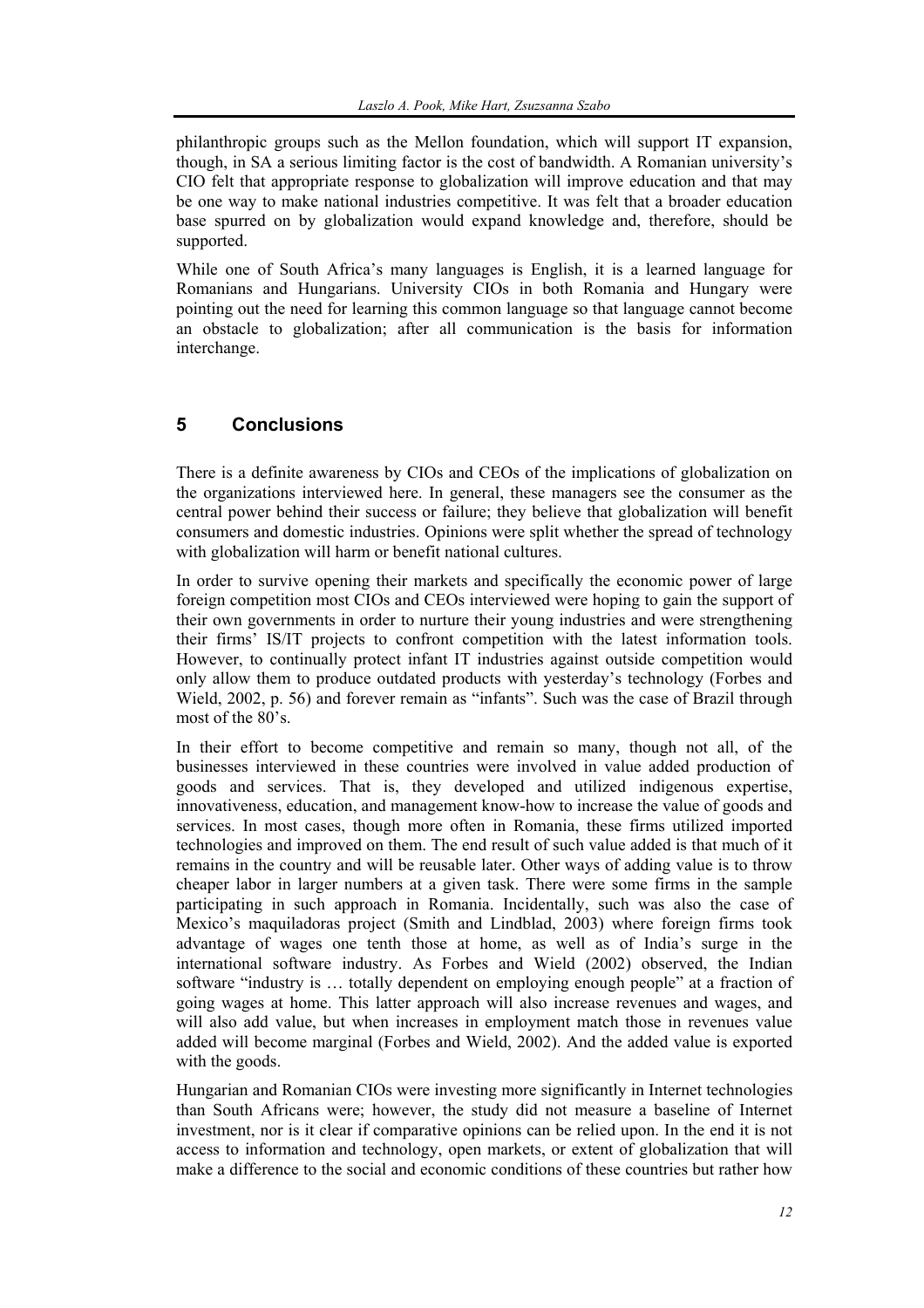philanthropic groups such as the Mellon foundation, which will support IT expansion, though, in SA a serious limiting factor is the cost of bandwidth. A Romanian university's CIO felt that appropriate response to globalization will improve education and that may be one way to make national industries competitive. It was felt that a broader education base spurred on by globalization would expand knowledge and, therefore, should be supported.

While one of South Africa's many languages is English, it is a learned language for Romanians and Hungarians. University CIOs in both Romania and Hungary were pointing out the need for learning this common language so that language cannot become an obstacle to globalization; after all communication is the basis for information interchange.

## 5 Conclusions

There is a definite awareness by CIOs and CEOs of the implications of globalization on the organizations interviewed here. In general, these managers see the consumer as the central power behind their success or failure; they believe that globalization will benefit consumers and domestic industries. Opinions were split whether the spread of technology with globalization will harm or benefit national cultures.

In order to survive opening their markets and specifically the economic power of large foreign competition most CIOs and CEOs interviewed were hoping to gain the support of their own governments in order to nurture their young industries and were strengthening their firms' IS/IT projects to confront competition with the latest information tools. However, to continually protect infant IT industries against outside competition would only allow them to produce outdated products with yesterday's technology (Forbes and Wield, 2002, p. 56) and forever remain as "infants". Such was the case of Brazil through most of the 80's.

In their effort to become competitive and remain so many, though not all, of the businesses interviewed in these countries were involved in value added production of goods and services. That is, they developed and utilized indigenous expertise, innovativeness, education, and management know-how to increase the value of goods and services. In most cases, though more often in Romania, these firms utilized imported technologies and improved on them. The end result of such value added is that much of it remains in the country and will be reusable later. Other ways of adding value is to throw cheaper labor in larger numbers at a given task. There were some firms in the sample participating in such approach in Romania. Incidentally, such was also the case of Mexico's maquiladoras project (Smith and Lindblad, 2003) where foreign firms took advantage of wages one tenth those at home, as well as of India's surge in the international software industry. As Forbes and Wield (2002) observed, the Indian software "industry is … totally dependent on employing enough people" at a fraction of going wages at home. This latter approach will also increase revenues and wages, and will also add value, but when increases in employment match those in revenues value added will become marginal (Forbes and Wield, 2002). And the added value is exported with the goods.

Hungarian and Romanian CIOs were investing more significantly in Internet technologies than South Africans were; however, the study did not measure a baseline of Internet investment, nor is it clear if comparative opinions can be relied upon. In the end it is not access to information and technology, open markets, or extent of globalization that will make a difference to the social and economic conditions of these countries but rather how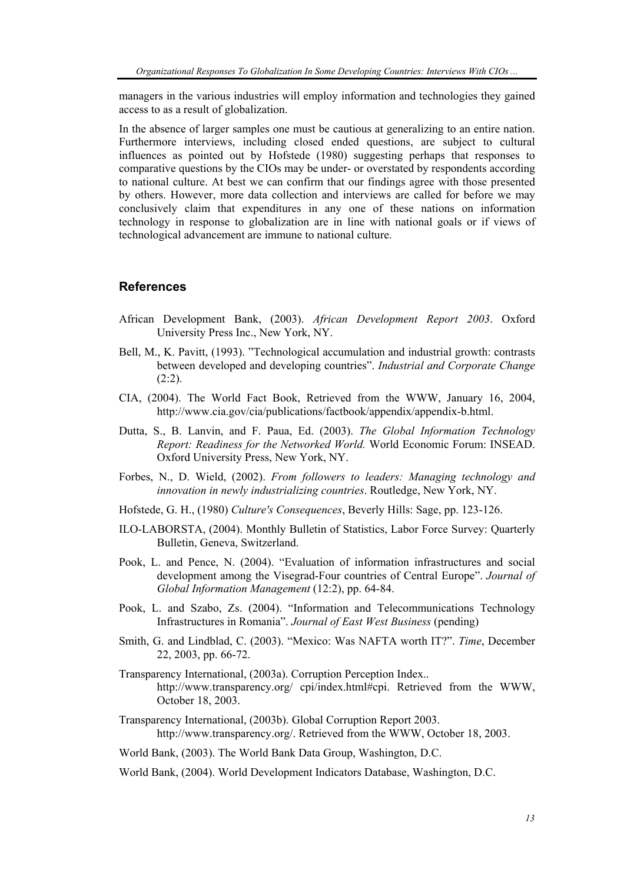managers in the various industries will employ information and technologies they gained access to as a result of globalization.

In the absence of larger samples one must be cautious at generalizing to an entire nation. Furthermore interviews, including closed ended questions, are subject to cultural influences as pointed out by Hofstede (1980) suggesting perhaps that responses to comparative questions by the CIOs may be under- or overstated by respondents according to national culture. At best we can confirm that our findings agree with those presented by others. However, more data collection and interviews are called for before we may conclusively claim that expenditures in any one of these nations on information technology in response to globalization are in line with national goals or if views of technological advancement are immune to national culture.

## References

African Development Bank, (2003). *African Development Report 2003*. Oxford University Press Inc., New York, NY.

Bell, M., K. Pavitt, (1993). "Technological accumulation and industrial growth: contrasts between developed and developing countries". *Industrial and Corporate Change* (2:2).

CIA, (2004). The World Fact Book, Retrieved from the WWW, January 16, 2004, http://www.cia.gov/cia/publications/factbook/appendix/appendix-b.html.

Dutta, S., B. Lanvin, and F. Paua, Ed. (2003). *The Global Information Technology Report: Readiness for the Networked World.* World Economic Forum: INSEAD. Oxford University Press, New York, NY.

Forbes, N., D. Wield, (2002). *From followers to leaders: Managing technology and innovation in newly industrializing countries*. Routledge, New York, NY.

Hofstede, G. H., (1980) *Culture's Consequences*, Beverly Hills: Sage, pp. 123-126.

ILO-LABORSTA, (2004). Monthly Bulletin of Statistics, Labor Force Survey: Quarterly Bulletin, Geneva, Switzerland.

Pook, L. and Pence, N. (2004). "Evaluation of information infrastructures and social development among the Visegrad-Four countries of Central Europe". *Journal of Global Information Management* (12:2), pp. 64-84.

Pook, L. and Szabo, Zs. (2004). "Information and Telecommunications Technology Infrastructures in Romania". *Journal of East West Business* (pending)

Smith, G. and Lindblad, C. (2003). "Mexico: Was NAFTA worth IT?". *Time*, December 22, 2003, pp. 66-72.

Transparency International, (2003a). Corruption Perception Index.. http://www.transparency.org/ cpi/index.html#cpi. Retrieved from the WWW, October 18, 2003.

Transparency International, (2003b). Global Corruption Report 2003. http://www.transparency.org/. Retrieved from the WWW, October 18, 2003.

World Bank, (2003). The World Bank Data Group, Washington, D.C.

World Bank, (2004). World Development Indicators Database, Washington, D.C.